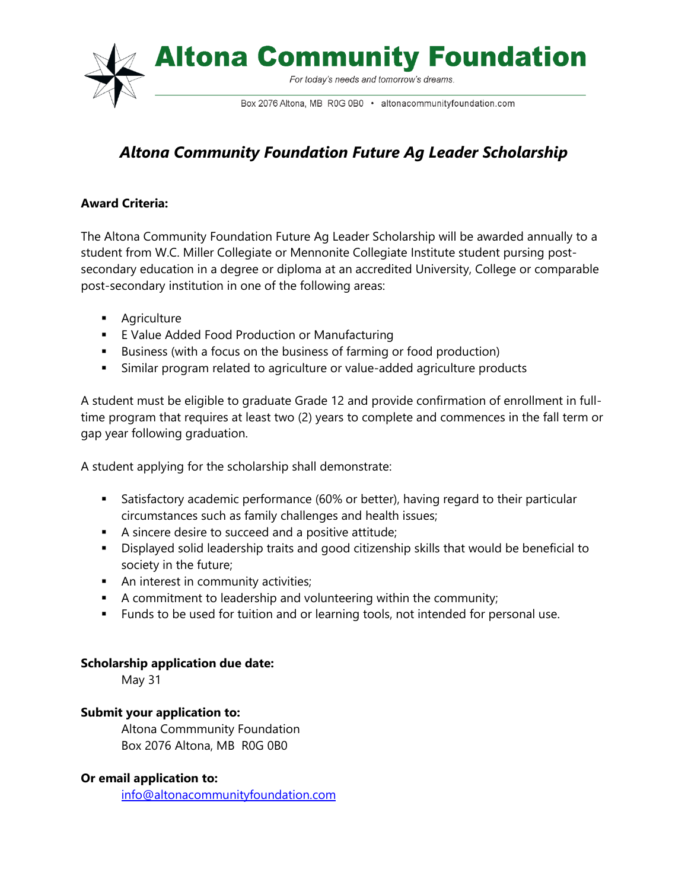# Altona Community Foundation

*For today's needs and tomorrow's dreams.*

Box 2076 Altona, MB R0G 0B0 • altonacommunityfoundation.com

## *Altona Community Foundation Future Ag Leader Scholarship*

**Award Criteria:**

The Altona Community Foundation Future Ag Leader Scholarship will be awarded annually to a student from W.C. Miller Collegiate or Mennonite Collegiate Institute student pursing post-secondary education in a degree or diploma at an accredited University, College or comparable post-secondary institution in one of the following areas:

- Agriculture
- E Value Added Food Production or Manufacturing
- Business (with a focus on the business of farming or food production)
- Similar program related to agriculture or value-added agriculture products

A student must be eligible to graduate Grade 12 and provide confirmation of enrollment in full-time program that requires at least two (2) years to complete and commences in the fall term or gap year following graduation.

A student applying for the scholarship shall demonstrate:

- Satisfactory academic performance (60% or better), having regard to their particular circumstances such as family challenges and health issues;
- A sincere desire to succeed and a positive attitude;
- Displayed solid leadership traits and good citizenship skills that would be beneficial to society in the future;
- An interest in community activities;
- A commitment to leadership and volunteering within the community;
- Funds to be used for tuition and or learning tools, not intended for personal use.

**Scholarship application due date:**

May 31

**Submit your application to:**

Altona Commmunity Foundation
Box 2076 Altona, MB R0G 0B0

**Or email application to:**

info@altonacommunityfoundation.com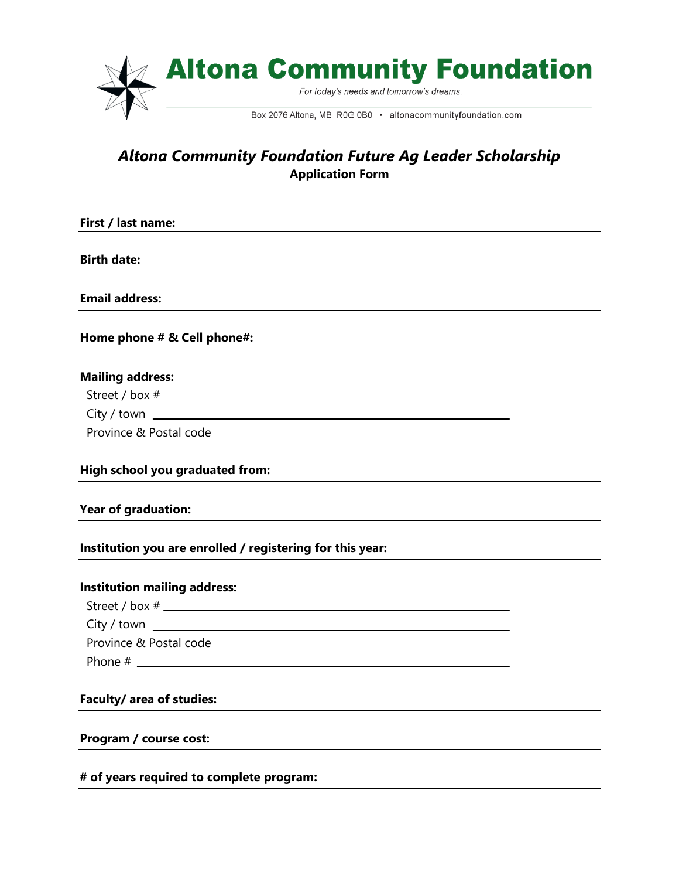# Altona Community Foundation

*For today's needs and tomorrow's dreams.*

Box 2076 Altona, MB R0G 0B0 • altonacommunityfoundation.com

## *Altona Community Foundation Future Ag Leader Scholarship*

**Application Form**

**First / last name:** ______________________________

**Birth date:** ______________________________

**Email address:** ______________________________

**Home phone # & Cell phone#:** ______________________________

**Mailing address:**

Street / box # ______________________________

City / town ______________________________

Province & Postal code ______________________________

**High school you graduated from:** ______________________________

**Year of graduation:** ______________________________

**Institution you are enrolled / registering for this year:** ______________________________

**Institution mailing address:**

Street / box # ______________________________

City / town ______________________________

Province & Postal code ______________________________

Phone # ______________________________

**Faculty/ area of studies:** ______________________________

**Program / course cost:** ______________________________

**# of years required to complete program:** ______________________________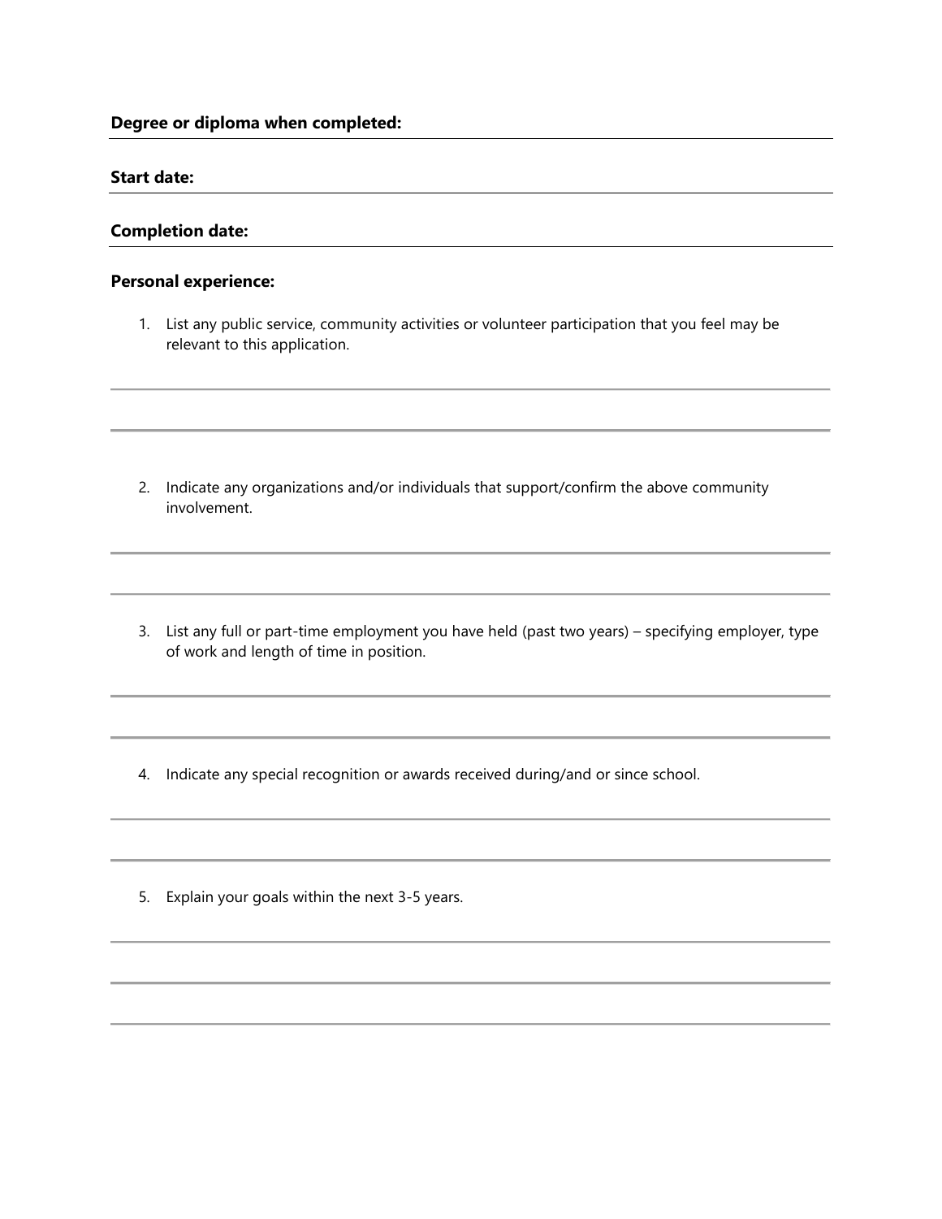**Degree or diploma when completed:**

**Start date:**

**Completion date:**

**Personal experience:**

1. List any public service, community activities or volunteer participation that you feel may be relevant to this application.

2. Indicate any organizations and/or individuals that support/confirm the above community involvement.

3. List any full or part-time employment you have held (past two years) – specifying employer, type of work and length of time in position.

4. Indicate any special recognition or awards received during/and or since school.

5. Explain your goals within the next 3-5 years.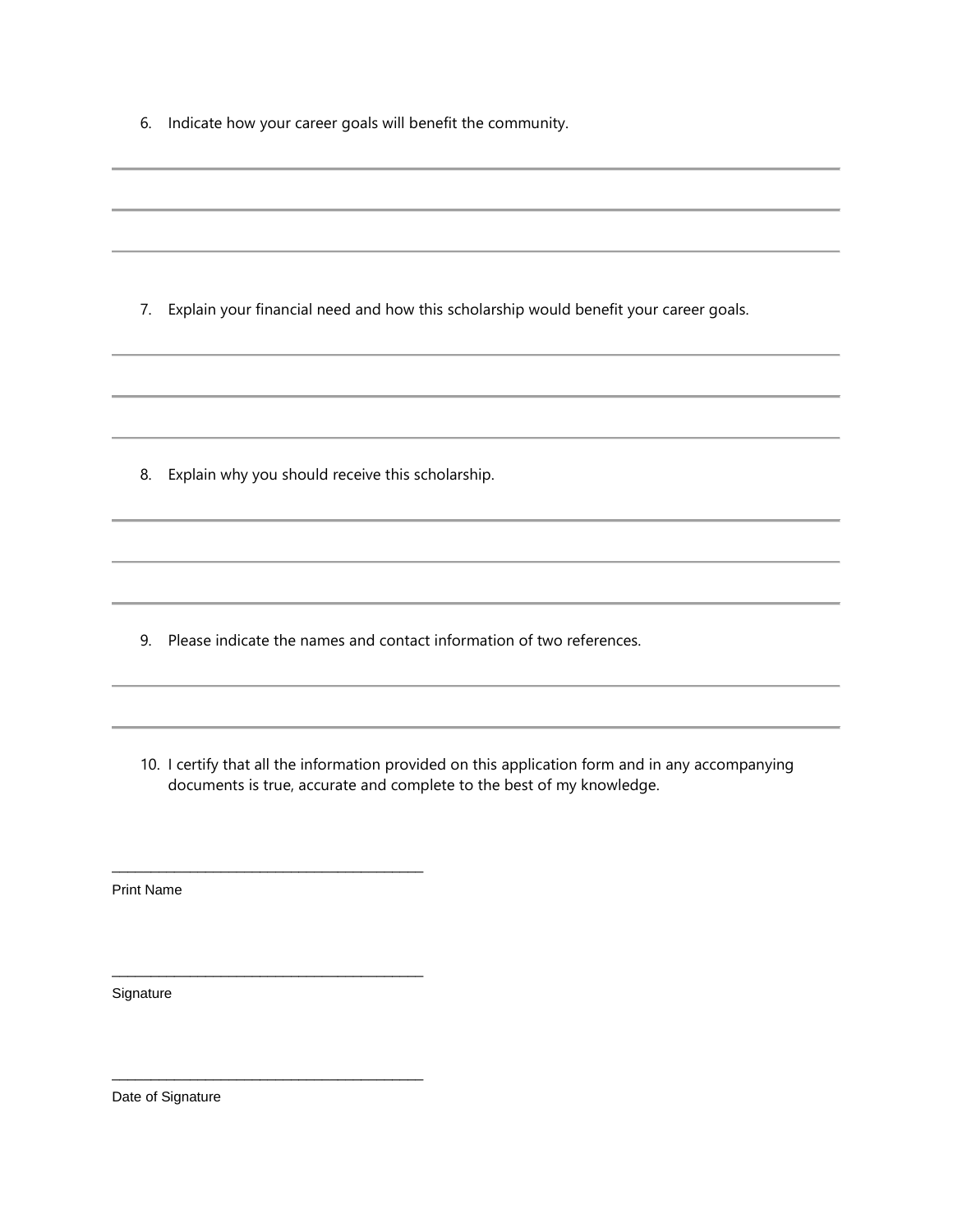6. Indicate how your career goals will benefit the community.

7. Explain your financial need and how this scholarship would benefit your career goals.

8. Explain why you should receive this scholarship.

9. Please indicate the names and contact information of two references.

10. I certify that all the information provided on this application form and in any accompanying documents is true, accurate and complete to the best of my knowledge.

_____________________________________________
Print Name

_____________________________________________
Signature

_____________________________________________
Date of Signature